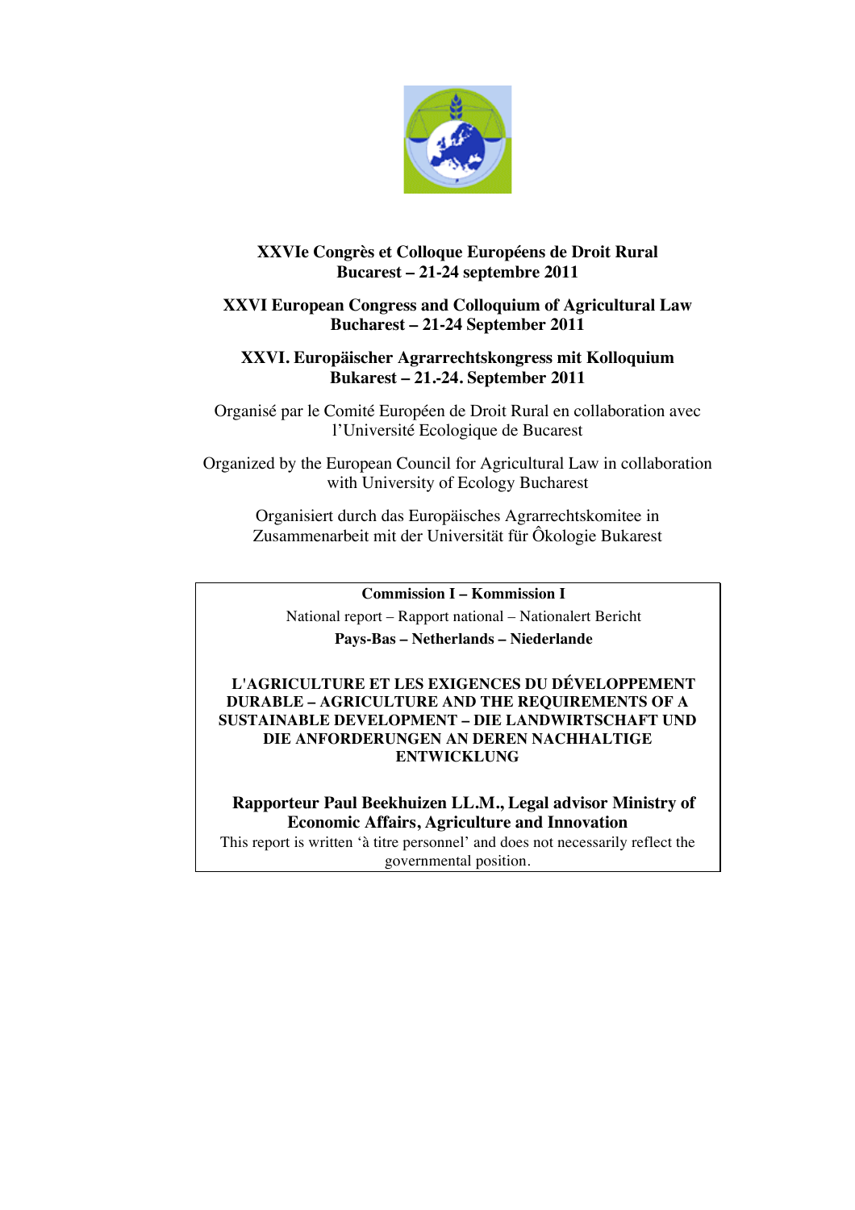**XXVIe Congrès et Colloque Européens de Droit Rural**
**Bucarest – 21-24 septembre 2011**

**XXVI European Congress and Colloquium of Agricultural Law**
**Bucharest – 21-24 September 2011**

**XXVI. Europäischer Agrarrechtskongress mit Kolloquium**
**Bukarest – 21.-24. September 2011**

Organisé par le Comité Européen de Droit Rural en collaboration avec l'Université Ecologique de Bucarest

Organized by the European Council for Agricultural Law in collaboration with University of Ecology Bucharest

Organisiert durch das Europäisches Agrarrechtskomitee in Zusammenarbeit mit der Universität für Ôkologie Bukarest

**Commission I – Kommission I**

National report – Rapport national – Nationalert Bericht

**Pays-Bas – Netherlands – Niederlande**

**L'AGRICULTURE ET LES EXIGENCES DU DÉVELOPPEMENT DURABLE – AGRICULTURE AND THE REQUIREMENTS OF A SUSTAINABLE DEVELOPMENT – DIE LANDWIRTSCHAFT UND DIE ANFORDERUNGEN AN DEREN NACHHALTIGE ENTWICKLUNG**

**Rapporteur Paul Beekhuizen LL.M., Legal advisor Ministry of Economic Affairs, Agriculture and Innovation**

This report is written 'à titre personnel' and does not necessarily reflect the governmental position.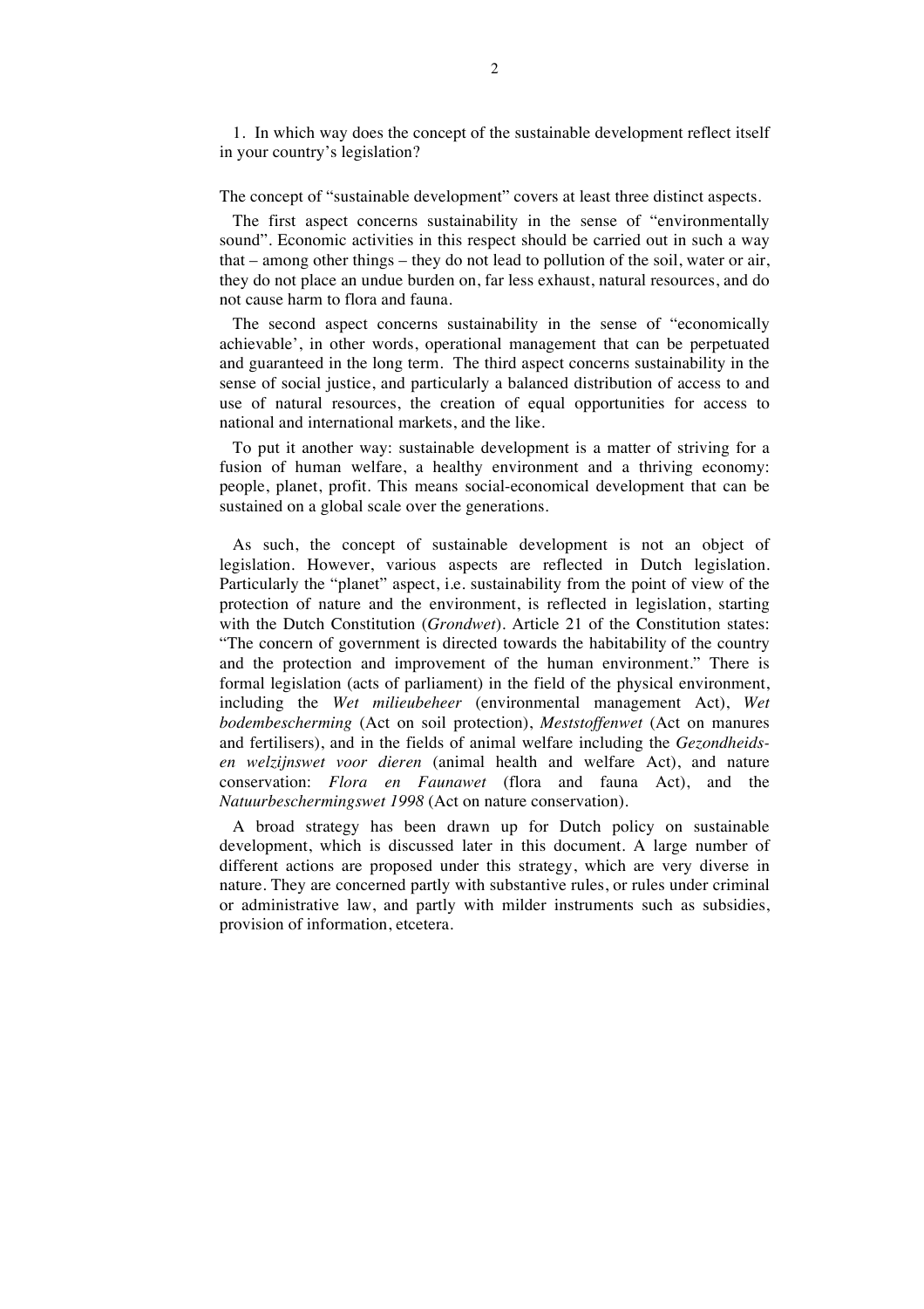1. In which way does the concept of the sustainable development reflect itself in your country's legislation?

The concept of "sustainable development" covers at least three distinct aspects.

The first aspect concerns sustainability in the sense of "environmentally sound". Economic activities in this respect should be carried out in such a way that – among other things – they do not lead to pollution of the soil, water or air, they do not place an undue burden on, far less exhaust, natural resources, and do not cause harm to flora and fauna.

The second aspect concerns sustainability in the sense of "economically achievable', in other words, operational management that can be perpetuated and guaranteed in the long term. The third aspect concerns sustainability in the sense of social justice, and particularly a balanced distribution of access to and use of natural resources, the creation of equal opportunities for access to national and international markets, and the like.

To put it another way: sustainable development is a matter of striving for a fusion of human welfare, a healthy environment and a thriving economy: people, planet, profit. This means social-economical development that can be sustained on a global scale over the generations.

As such, the concept of sustainable development is not an object of legislation. However, various aspects are reflected in Dutch legislation. Particularly the "planet" aspect, i.e. sustainability from the point of view of the protection of nature and the environment, is reflected in legislation, starting with the Dutch Constitution (*Grondwet*). Article 21 of the Constitution states: "The concern of government is directed towards the habitability of the country and the protection and improvement of the human environment." There is formal legislation (acts of parliament) in the field of the physical environment, including the *Wet milieubeheer* (environmental management Act), *Wet bodembescherming* (Act on soil protection), *Meststoffenwet* (Act on manures and fertilisers), and in the fields of animal welfare including the *Gezondheids- en welzijnswet voor dieren* (animal health and welfare Act), and nature conservation: *Flora en Faunawet* (flora and fauna Act), and the *Natuurbeschermingswet 1998* (Act on nature conservation).

A broad strategy has been drawn up for Dutch policy on sustainable development, which is discussed later in this document. A large number of different actions are proposed under this strategy, which are very diverse in nature. They are concerned partly with substantive rules, or rules under criminal or administrative law, and partly with milder instruments such as subsidies, provision of information, etcetera.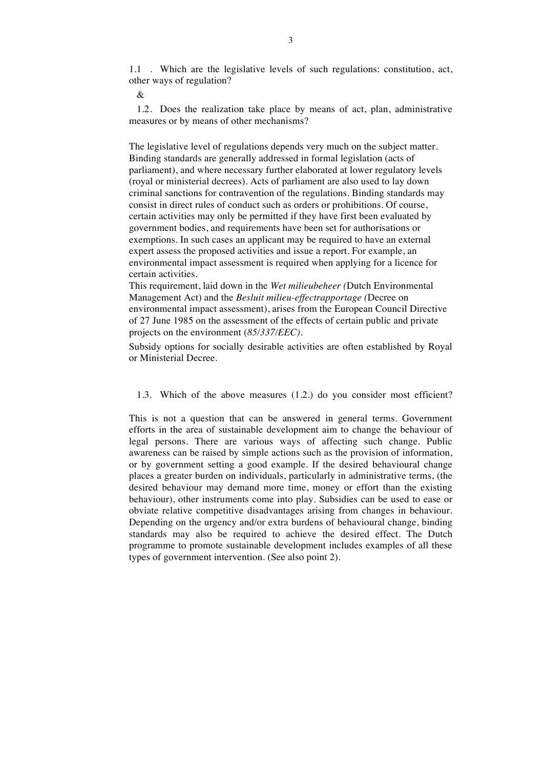1.1 . Which are the legislative levels of such regulations: constitution, act, other ways of regulation?

&

1.2. Does the realization take place by means of act, plan, administrative measures or by means of other mechanisms?

The legislative level of regulations depends very much on the subject matter. Binding standards are generally addressed in formal legislation (acts of parliament), and where necessary further elaborated at lower regulatory levels (royal or ministerial decrees). Acts of parliament are also used to lay down criminal sanctions for contravention of the regulations. Binding standards may consist in direct rules of conduct such as orders or prohibitions. Of course, certain activities may only be permitted if they have first been evaluated by government bodies, and requirements have been set for authorisations or exemptions. In such cases an applicant may be required to have an external expert assess the proposed activities and issue a report. For example, an environmental impact assessment is required when applying for a licence for certain activities.

This requirement, laid down in the *Wet milieubeheer (*Dutch Environmental Management Act) and the *Besluit milieu-effectrapportage (*Decree on environmental impact assessment), arises from the European Council Directive of 27 June 1985 on the assessment of the effects of certain public and private projects on the environment (*85/337/EEC)*.

Subsidy options for socially desirable activities are often established by Royal or Ministerial Decree.

1.3. Which of the above measures (1.2.) do you consider most efficient?

This is not a question that can be answered in general terms. Government efforts in the area of sustainable development aim to change the behaviour of legal persons. There are various ways of affecting such change. Public awareness can be raised by simple actions such as the provision of information, or by government setting a good example. If the desired behavioural change places a greater burden on individuals, particularly in administrative terms, (the desired behaviour may demand more time, money or effort than the existing behaviour), other instruments come into play. Subsidies can be used to ease or obviate relative competitive disadvantages arising from changes in behaviour. Depending on the urgency and/or extra burdens of behavioural change, binding standards may also be required to achieve the desired effect. The Dutch programme to promote sustainable development includes examples of all these types of government intervention. (See also point 2).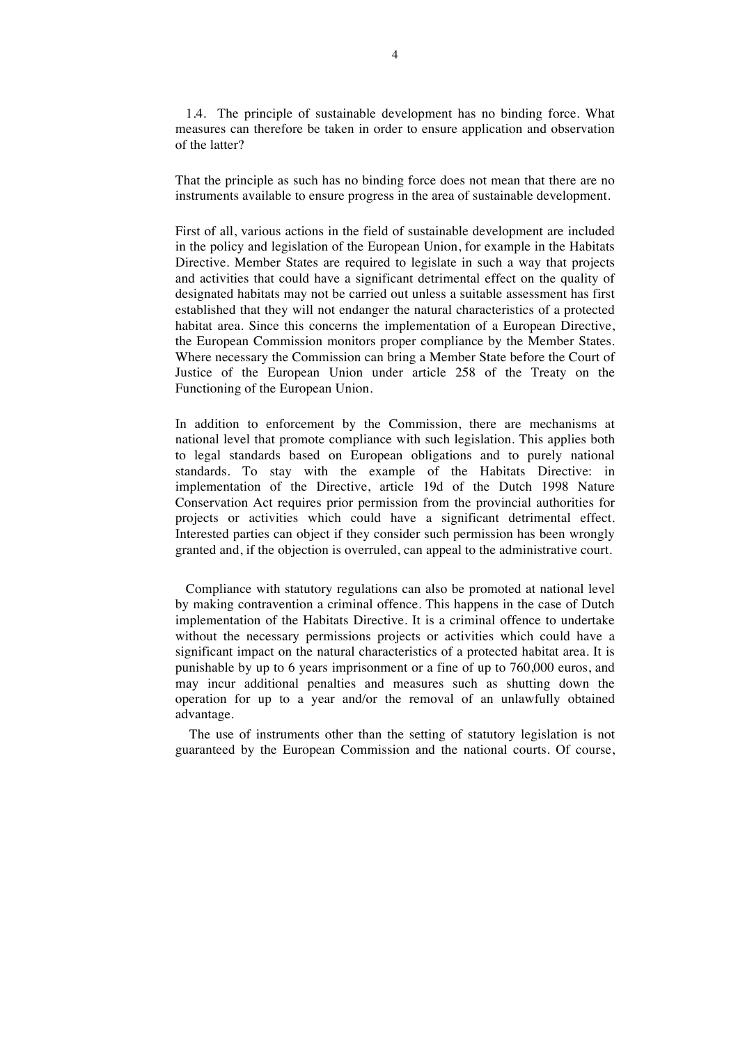1.4. The principle of sustainable development has no binding force. What measures can therefore be taken in order to ensure application and observation of the latter?

That the principle as such has no binding force does not mean that there are no instruments available to ensure progress in the area of sustainable development.

First of all, various actions in the field of sustainable development are included in the policy and legislation of the European Union, for example in the Habitats Directive. Member States are required to legislate in such a way that projects and activities that could have a significant detrimental effect on the quality of designated habitats may not be carried out unless a suitable assessment has first established that they will not endanger the natural characteristics of a protected habitat area. Since this concerns the implementation of a European Directive, the European Commission monitors proper compliance by the Member States. Where necessary the Commission can bring a Member State before the Court of Justice of the European Union under article 258 of the Treaty on the Functioning of the European Union.

In addition to enforcement by the Commission, there are mechanisms at national level that promote compliance with such legislation. This applies both to legal standards based on European obligations and to purely national standards. To stay with the example of the Habitats Directive: in implementation of the Directive, article 19d of the Dutch 1998 Nature Conservation Act requires prior permission from the provincial authorities for projects or activities which could have a significant detrimental effect. Interested parties can object if they consider such permission has been wrongly granted and, if the objection is overruled, can appeal to the administrative court.

Compliance with statutory regulations can also be promoted at national level by making contravention a criminal offence. This happens in the case of Dutch implementation of the Habitats Directive. It is a criminal offence to undertake without the necessary permissions projects or activities which could have a significant impact on the natural characteristics of a protected habitat area. It is punishable by up to 6 years imprisonment or a fine of up to 760,000 euros, and may incur additional penalties and measures such as shutting down the operation for up to a year and/or the removal of an unlawfully obtained advantage.

The use of instruments other than the setting of statutory legislation is not guaranteed by the European Commission and the national courts. Of course,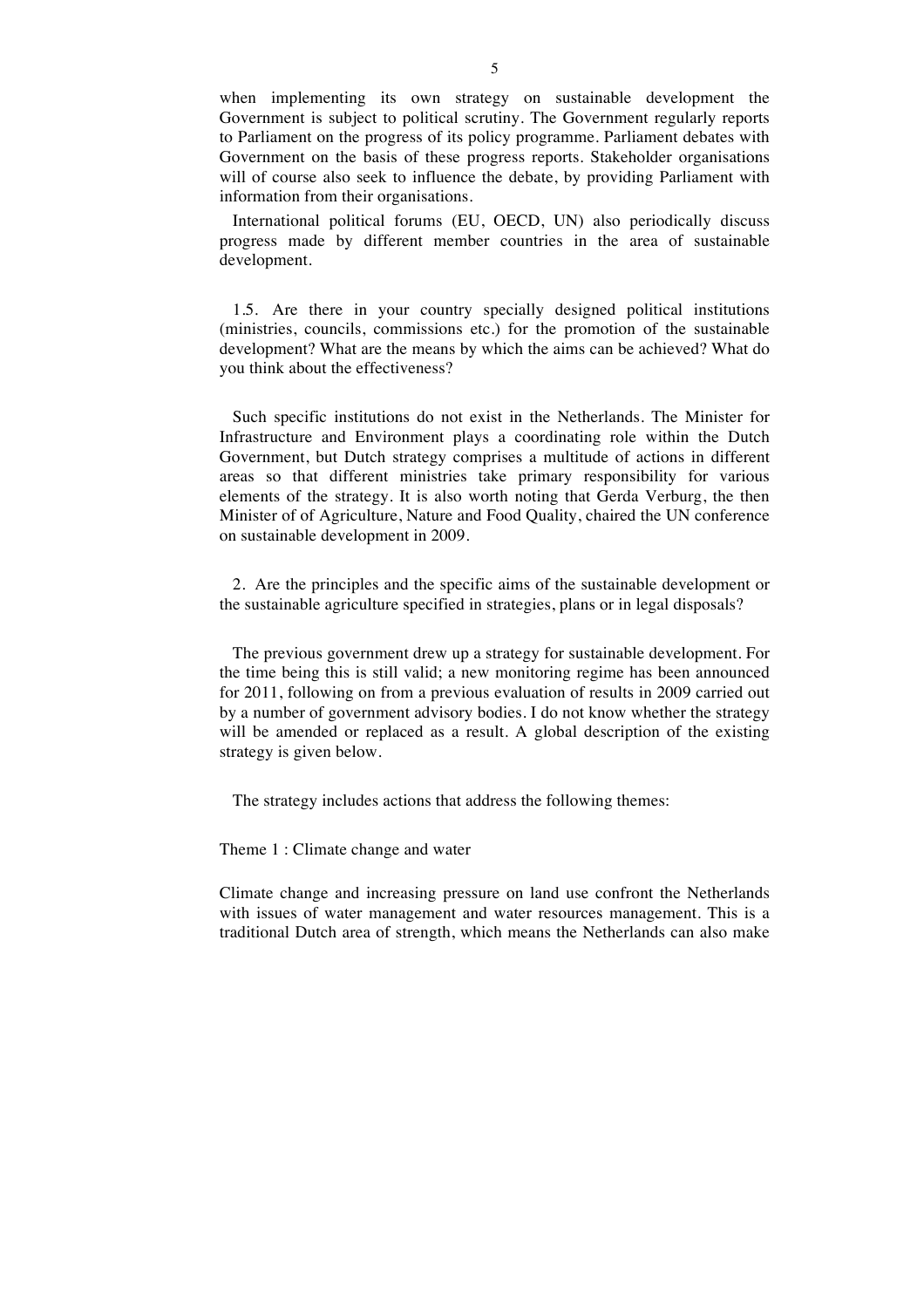when implementing its own strategy on sustainable development the Government is subject to political scrutiny. The Government regularly reports to Parliament on the progress of its policy programme. Parliament debates with Government on the basis of these progress reports. Stakeholder organisations will of course also seek to influence the debate, by providing Parliament with information from their organisations.

International political forums (EU, OECD, UN) also periodically discuss progress made by different member countries in the area of sustainable development.

1.5. Are there in your country specially designed political institutions (ministries, councils, commissions etc.) for the promotion of the sustainable development? What are the means by which the aims can be achieved? What do you think about the effectiveness?

Such specific institutions do not exist in the Netherlands. The Minister for Infrastructure and Environment plays a coordinating role within the Dutch Government, but Dutch strategy comprises a multitude of actions in different areas so that different ministries take primary responsibility for various elements of the strategy. It is also worth noting that Gerda Verburg, the then Minister of of Agriculture, Nature and Food Quality, chaired the UN conference on sustainable development in 2009.

2. Are the principles and the specific aims of the sustainable development or the sustainable agriculture specified in strategies, plans or in legal disposals?

The previous government drew up a strategy for sustainable development. For the time being this is still valid; a new monitoring regime has been announced for 2011, following on from a previous evaluation of results in 2009 carried out by a number of government advisory bodies. I do not know whether the strategy will be amended or replaced as a result. A global description of the existing strategy is given below.

The strategy includes actions that address the following themes:

Theme 1 : Climate change and water

Climate change and increasing pressure on land use confront the Netherlands with issues of water management and water resources management. This is a traditional Dutch area of strength, which means the Netherlands can also make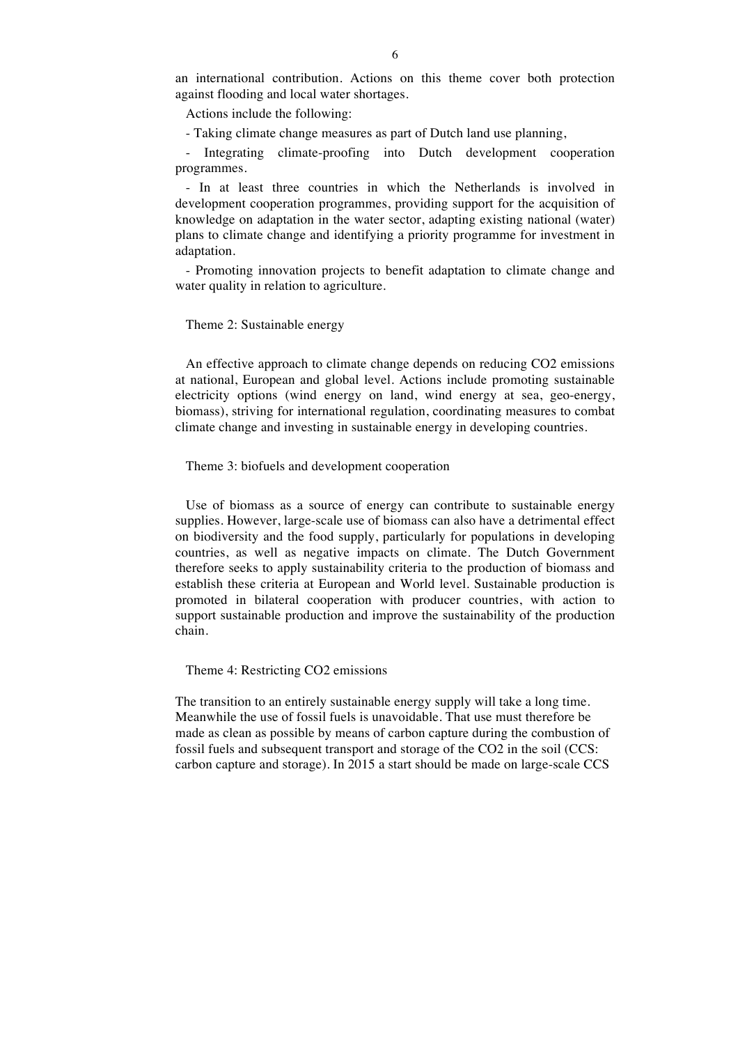an international contribution. Actions on this theme cover both protection against flooding and local water shortages.

Actions include the following:

- Taking climate change measures as part of Dutch land use planning,
- Integrating climate-proofing into Dutch development cooperation programmes.
- In at least three countries in which the Netherlands is involved in development cooperation programmes, providing support for the acquisition of knowledge on adaptation in the water sector, adapting existing national (water) plans to climate change and identifying a priority programme for investment in adaptation.
- Promoting innovation projects to benefit adaptation to climate change and water quality in relation to agriculture.

Theme 2: Sustainable energy

An effective approach to climate change depends on reducing $CO_2$ emissions at national, European and global level. Actions include promoting sustainable electricity options (wind energy on land, wind energy at sea, geo-energy, biomass), striving for international regulation, coordinating measures to combat climate change and investing in sustainable energy in developing countries.

Theme 3: biofuels and development cooperation

Use of biomass as a source of energy can contribute to sustainable energy supplies. However, large-scale use of biomass can also have a detrimental effect on biodiversity and the food supply, particularly for populations in developing countries, as well as negative impacts on climate. The Dutch Government therefore seeks to apply sustainability criteria to the production of biomass and establish these criteria at European and World level. Sustainable production is promoted in bilateral cooperation with producer countries, with action to support sustainable production and improve the sustainability of the production chain.

Theme 4: Restricting $CO_2$ emissions

The transition to an entirely sustainable energy supply will take a long time. Meanwhile the use of fossil fuels is unavoidable. That use must therefore be made as clean as possible by means of carbon capture during the combustion of fossil fuels and subsequent transport and storage of the $CO_2$ in the soil (CCS: carbon capture and storage). In 2015 a start should be made on large-scale CCS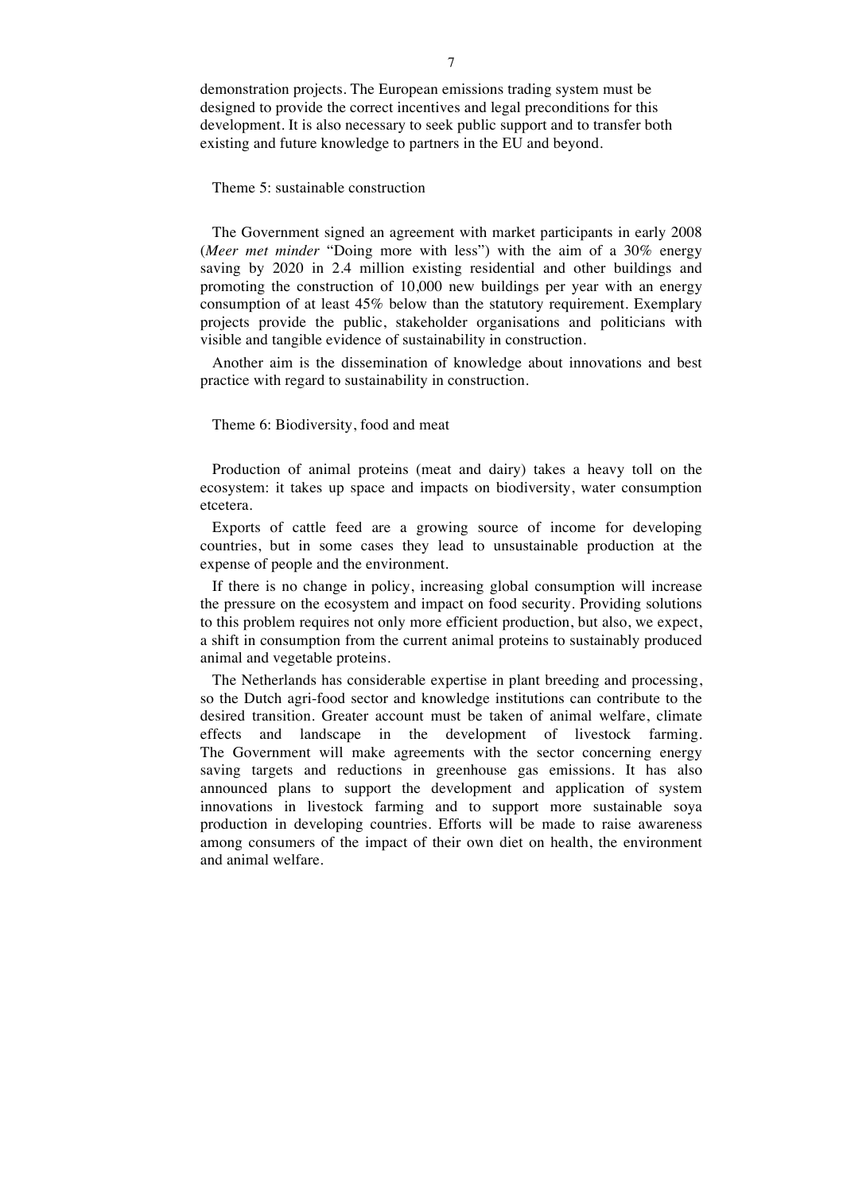demonstration projects. The European emissions trading system must be designed to provide the correct incentives and legal preconditions for this development. It is also necessary to seek public support and to transfer both existing and future knowledge to partners in the EU and beyond.

## Theme 5: sustainable construction

The Government signed an agreement with market participants in early 2008 (*Meer met minder* "Doing more with less") with the aim of a 30% energy saving by 2020 in 2.4 million existing residential and other buildings and promoting the construction of 10,000 new buildings per year with an energy consumption of at least 45% below than the statutory requirement. Exemplary projects provide the public, stakeholder organisations and politicians with visible and tangible evidence of sustainability in construction.

Another aim is the dissemination of knowledge about innovations and best practice with regard to sustainability in construction.

## Theme 6: Biodiversity, food and meat

Production of animal proteins (meat and dairy) takes a heavy toll on the ecosystem: it takes up space and impacts on biodiversity, water consumption etcetera.

Exports of cattle feed are a growing source of income for developing countries, but in some cases they lead to unsustainable production at the expense of people and the environment.

If there is no change in policy, increasing global consumption will increase the pressure on the ecosystem and impact on food security. Providing solutions to this problem requires not only more efficient production, but also, we expect, a shift in consumption from the current animal proteins to sustainably produced animal and vegetable proteins.

The Netherlands has considerable expertise in plant breeding and processing, so the Dutch agri-food sector and knowledge institutions can contribute to the desired transition. Greater account must be taken of animal welfare, climate effects and landscape in the development of livestock farming. The Government will make agreements with the sector concerning energy saving targets and reductions in greenhouse gas emissions. It has also announced plans to support the development and application of system innovations in livestock farming and to support more sustainable soya production in developing countries. Efforts will be made to raise awareness among consumers of the impact of their own diet on health, the environment and animal welfare.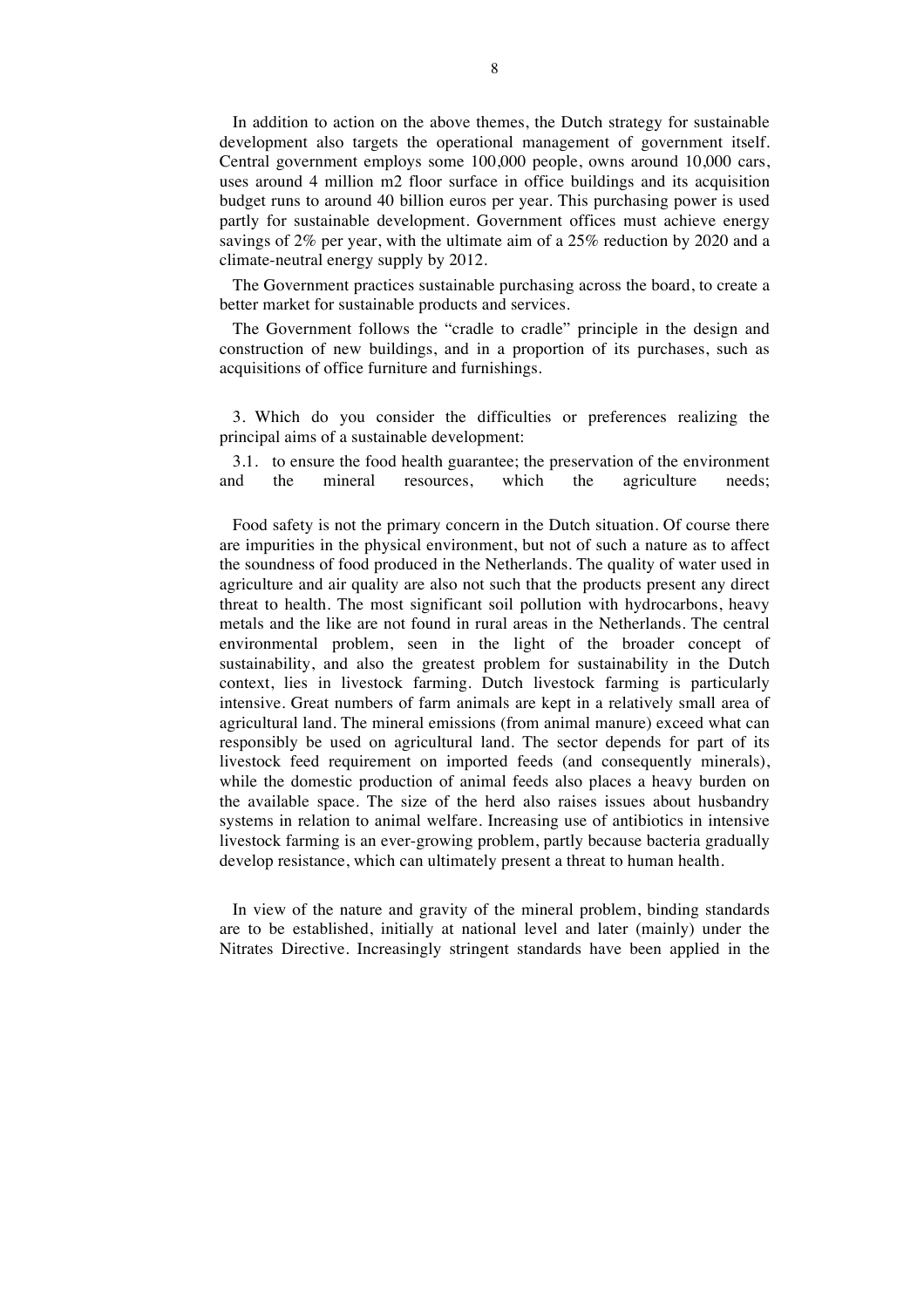In addition to action on the above themes, the Dutch strategy for sustainable development also targets the operational management of government itself. Central government employs some 100,000 people, owns around 10,000 cars, uses around 4 million m2 floor surface in office buildings and its acquisition budget runs to around 40 billion euros per year. This purchasing power is used partly for sustainable development. Government offices must achieve energy savings of 2% per year, with the ultimate aim of a 25% reduction by 2020 and a climate-neutral energy supply by 2012.

The Government practices sustainable purchasing across the board, to create a better market for sustainable products and services.

The Government follows the "cradle to cradle" principle in the design and construction of new buildings, and in a proportion of its purchases, such as acquisitions of office furniture and furnishings.

3. Which do you consider the difficulties or preferences realizing the principal aims of a sustainable development:

3.1. to ensure the food health guarantee; the preservation of the environment and the mineral resources, which the agriculture needs;

Food safety is not the primary concern in the Dutch situation. Of course there are impurities in the physical environment, but not of such a nature as to affect the soundness of food produced in the Netherlands. The quality of water used in agriculture and air quality are also not such that the products present any direct threat to health. The most significant soil pollution with hydrocarbons, heavy metals and the like are not found in rural areas in the Netherlands. The central environmental problem, seen in the light of the broader concept of sustainability, and also the greatest problem for sustainability in the Dutch context, lies in livestock farming. Dutch livestock farming is particularly intensive. Great numbers of farm animals are kept in a relatively small area of agricultural land. The mineral emissions (from animal manure) exceed what can responsibly be used on agricultural land. The sector depends for part of its livestock feed requirement on imported feeds (and consequently minerals), while the domestic production of animal feeds also places a heavy burden on the available space. The size of the herd also raises issues about husbandry systems in relation to animal welfare. Increasing use of antibiotics in intensive livestock farming is an ever-growing problem, partly because bacteria gradually develop resistance, which can ultimately present a threat to human health.

In view of the nature and gravity of the mineral problem, binding standards are to be established, initially at national level and later (mainly) under the Nitrates Directive. Increasingly stringent standards have been applied in the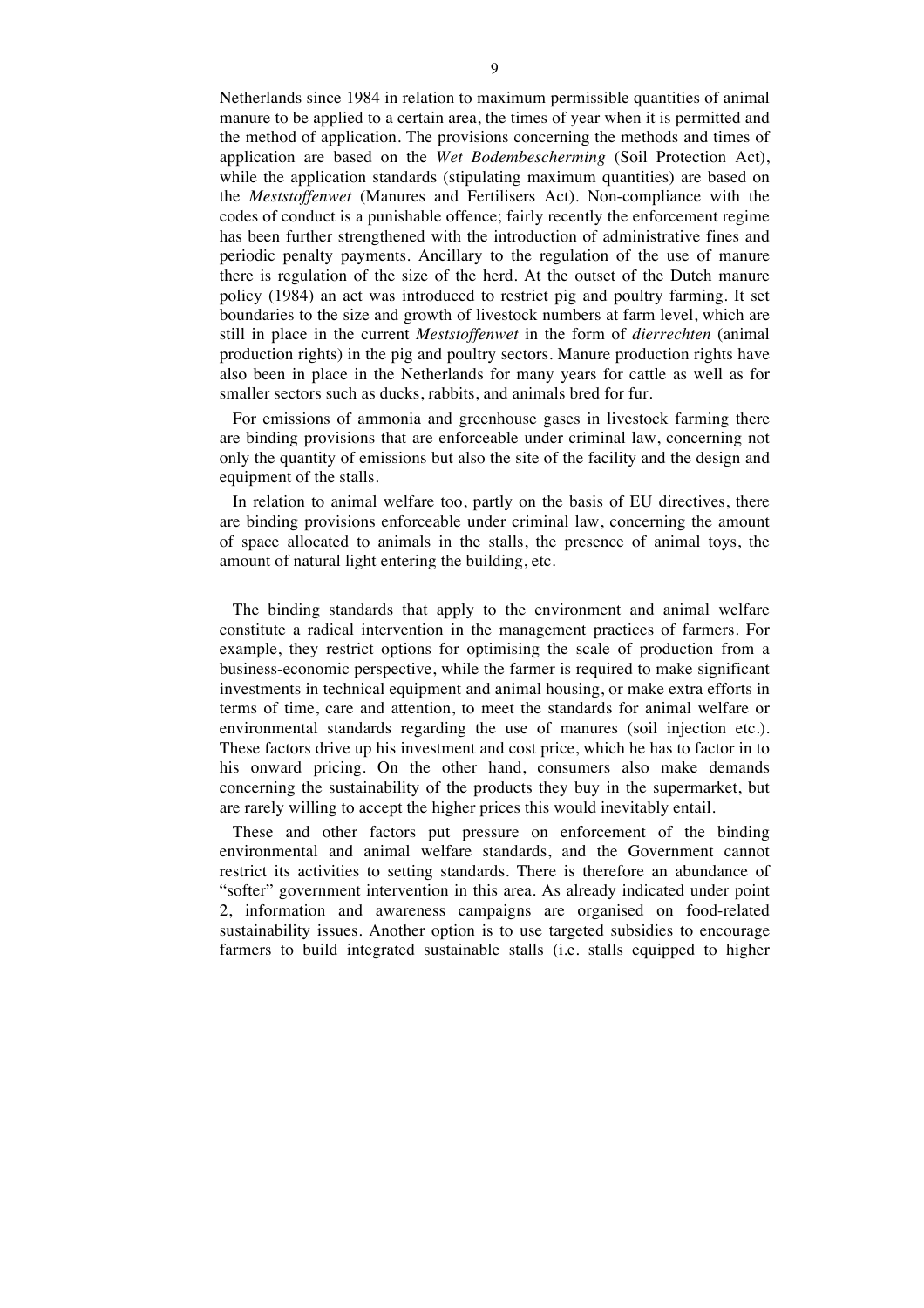Netherlands since 1984 in relation to maximum permissible quantities of animal manure to be applied to a certain area, the times of year when it is permitted and the method of application. The provisions concerning the methods and times of application are based on the *Wet Bodembescherming* (Soil Protection Act), while the application standards (stipulating maximum quantities) are based on the *Meststoffenwet* (Manures and Fertilisers Act). Non-compliance with the codes of conduct is a punishable offence; fairly recently the enforcement regime has been further strengthened with the introduction of administrative fines and periodic penalty payments. Ancillary to the regulation of the use of manure there is regulation of the size of the herd. At the outset of the Dutch manure policy (1984) an act was introduced to restrict pig and poultry farming. It set boundaries to the size and growth of livestock numbers at farm level, which are still in place in the current *Meststoffenwet* in the form of *dierrechten* (animal production rights) in the pig and poultry sectors. Manure production rights have also been in place in the Netherlands for many years for cattle as well as for smaller sectors such as ducks, rabbits, and animals bred for fur.

For emissions of ammonia and greenhouse gases in livestock farming there are binding provisions that are enforceable under criminal law, concerning not only the quantity of emissions but also the site of the facility and the design and equipment of the stalls.

In relation to animal welfare too, partly on the basis of EU directives, there are binding provisions enforceable under criminal law, concerning the amount of space allocated to animals in the stalls, the presence of animal toys, the amount of natural light entering the building, etc.

The binding standards that apply to the environment and animal welfare constitute a radical intervention in the management practices of farmers. For example, they restrict options for optimising the scale of production from a business-economic perspective, while the farmer is required to make significant investments in technical equipment and animal housing, or make extra efforts in terms of time, care and attention, to meet the standards for animal welfare or environmental standards regarding the use of manures (soil injection etc.). These factors drive up his investment and cost price, which he has to factor in to his onward pricing. On the other hand, consumers also make demands concerning the sustainability of the products they buy in the supermarket, but are rarely willing to accept the higher prices this would inevitably entail.

These and other factors put pressure on enforcement of the binding environmental and animal welfare standards, and the Government cannot restrict its activities to setting standards. There is therefore an abundance of "softer" government intervention in this area. As already indicated under point 2, information and awareness campaigns are organised on food-related sustainability issues. Another option is to use targeted subsidies to encourage farmers to build integrated sustainable stalls (i.e. stalls equipped to higher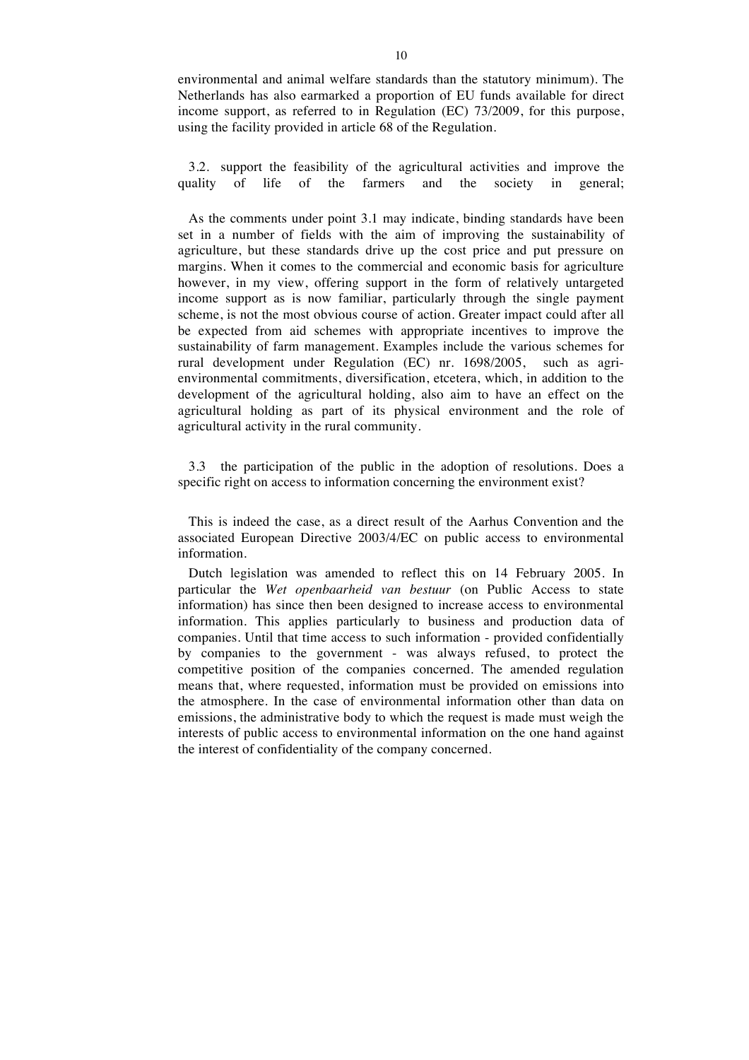environmental and animal welfare standards than the statutory minimum). The Netherlands has also earmarked a proportion of EU funds available for direct income support, as referred to in Regulation (EC) 73/2009, for this purpose, using the facility provided in article 68 of the Regulation.

3.2. support the feasibility of the agricultural activities and improve the quality of life of the farmers and the society in general;

As the comments under point 3.1 may indicate, binding standards have been set in a number of fields with the aim of improving the sustainability of agriculture, but these standards drive up the cost price and put pressure on margins. When it comes to the commercial and economic basis for agriculture however, in my view, offering support in the form of relatively untargeted income support as is now familiar, particularly through the single payment scheme, is not the most obvious course of action. Greater impact could after all be expected from aid schemes with appropriate incentives to improve the sustainability of farm management. Examples include the various schemes for rural development under Regulation (EC) nr. 1698/2005, such as agri-environmental commitments, diversification, etcetera, which, in addition to the development of the agricultural holding, also aim to have an effect on the agricultural holding as part of its physical environment and the role of agricultural activity in the rural community.

3.3 the participation of the public in the adoption of resolutions. Does a specific right on access to information concerning the environment exist?

This is indeed the case, as a direct result of the Aarhus Convention and the associated European Directive 2003/4/EC on public access to environmental information.

Dutch legislation was amended to reflect this on 14 February 2005. In particular the *Wet openbaarheid van bestuur* (on Public Access to state information) has since then been designed to increase access to environmental information. This applies particularly to business and production data of companies. Until that time access to such information - provided confidentially by companies to the government - was always refused, to protect the competitive position of the companies concerned. The amended regulation means that, where requested, information must be provided on emissions into the atmosphere. In the case of environmental information other than data on emissions, the administrative body to which the request is made must weigh the interests of public access to environmental information on the one hand against the interest of confidentiality of the company concerned.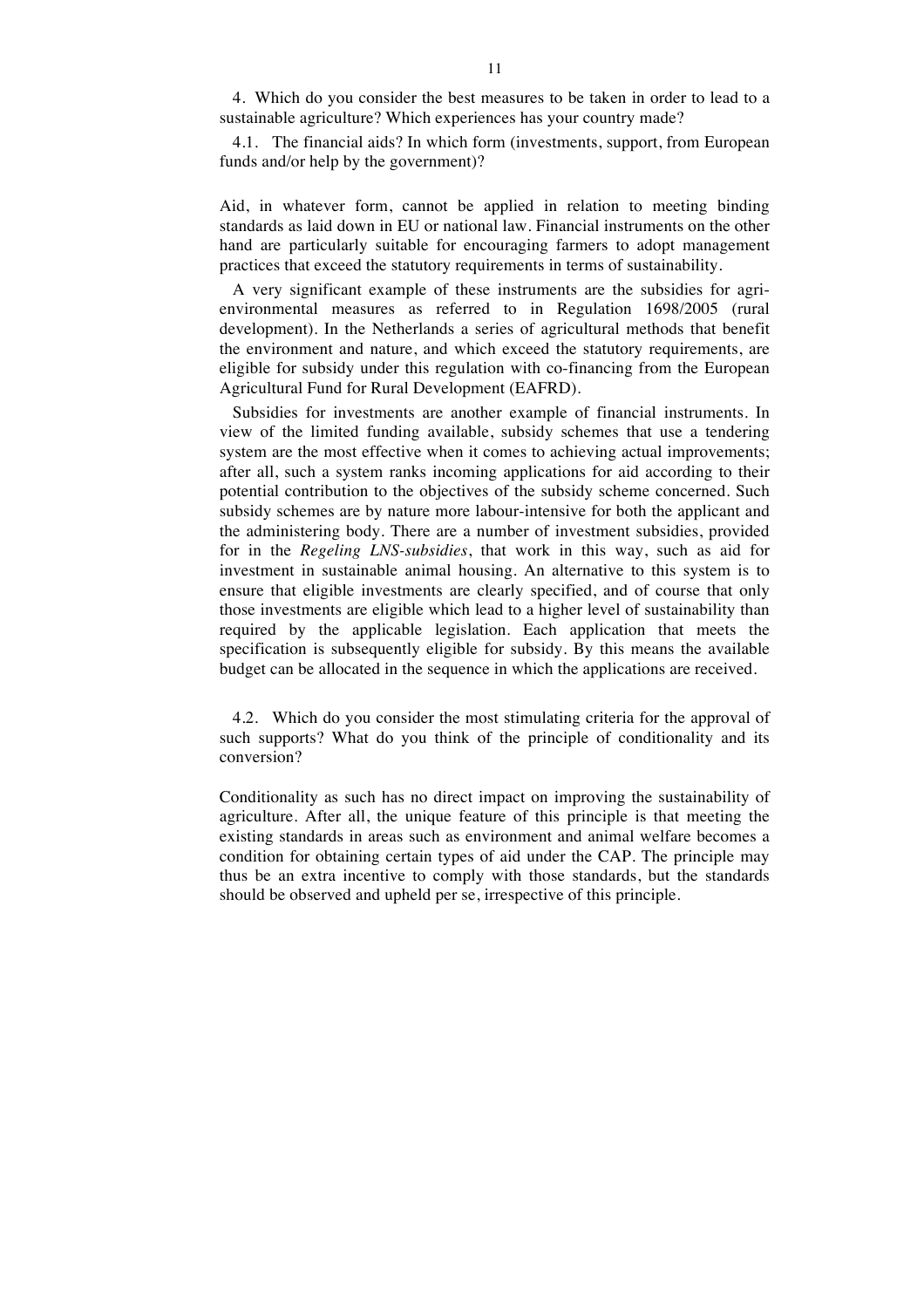4. Which do you consider the best measures to be taken in order to lead to a sustainable agriculture? Which experiences has your country made?

4.1. The financial aids? In which form (investments, support, from European funds and/or help by the government)?

Aid, in whatever form, cannot be applied in relation to meeting binding standards as laid down in EU or national law. Financial instruments on the other hand are particularly suitable for encouraging farmers to adopt management practices that exceed the statutory requirements in terms of sustainability.

A very significant example of these instruments are the subsidies for agri-environmental measures as referred to in Regulation 1698/2005 (rural development). In the Netherlands a series of agricultural methods that benefit the environment and nature, and which exceed the statutory requirements, are eligible for subsidy under this regulation with co-financing from the European Agricultural Fund for Rural Development (EAFRD).

Subsidies for investments are another example of financial instruments. In view of the limited funding available, subsidy schemes that use a tendering system are the most effective when it comes to achieving actual improvements; after all, such a system ranks incoming applications for aid according to their potential contribution to the objectives of the subsidy scheme concerned. Such subsidy schemes are by nature more labour-intensive for both the applicant and the administering body. There are a number of investment subsidies, provided for in the *Regeling LNS-subsidies*, that work in this way, such as aid for investment in sustainable animal housing. An alternative to this system is to ensure that eligible investments are clearly specified, and of course that only those investments are eligible which lead to a higher level of sustainability than required by the applicable legislation. Each application that meets the specification is subsequently eligible for subsidy. By this means the available budget can be allocated in the sequence in which the applications are received.

4.2. Which do you consider the most stimulating criteria for the approval of such supports? What do you think of the principle of conditionality and its conversion?

Conditionality as such has no direct impact on improving the sustainability of agriculture. After all, the unique feature of this principle is that meeting the existing standards in areas such as environment and animal welfare becomes a condition for obtaining certain types of aid under the CAP. The principle may thus be an extra incentive to comply with those standards, but the standards should be observed and upheld per se, irrespective of this principle.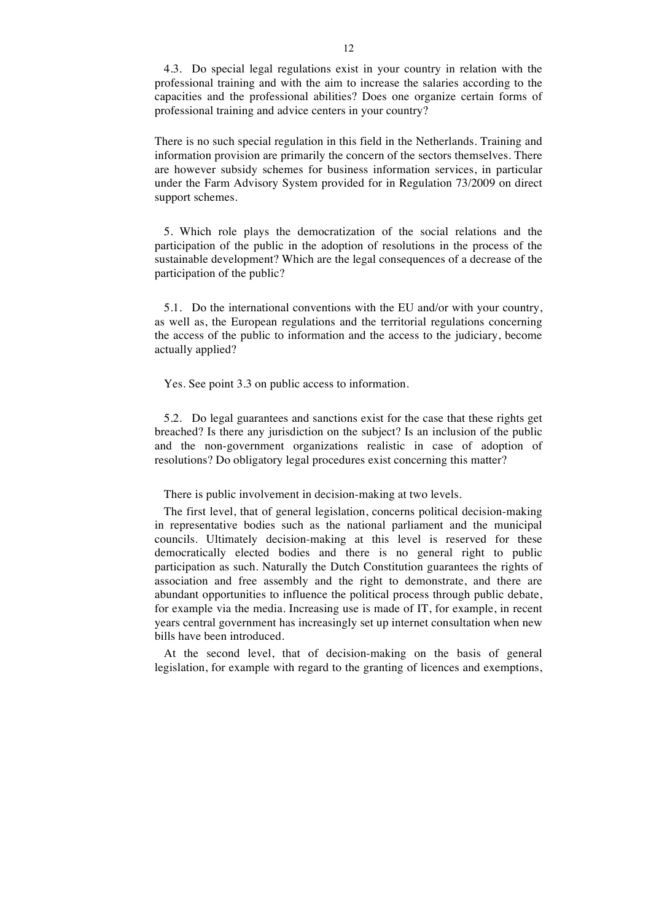4.3. Do special legal regulations exist in your country in relation with the professional training and with the aim to increase the salaries according to the capacities and the professional abilities? Does one organize certain forms of professional training and advice centers in your country?

There is no such special regulation in this field in the Netherlands. Training and information provision are primarily the concern of the sectors themselves. There are however subsidy schemes for business information services, in particular under the Farm Advisory System provided for in Regulation 73/2009 on direct support schemes.

5. Which role plays the democratization of the social relations and the participation of the public in the adoption of resolutions in the process of the sustainable development? Which are the legal consequences of a decrease of the participation of the public?

5.1. Do the international conventions with the EU and/or with your country, as well as, the European regulations and the territorial regulations concerning the access of the public to information and the access to the judiciary, become actually applied?

Yes. See point 3.3 on public access to information.

5.2. Do legal guarantees and sanctions exist for the case that these rights get breached? Is there any jurisdiction on the subject? Is an inclusion of the public and the non-government organizations realistic in case of adoption of resolutions? Do obligatory legal procedures exist concerning this matter?

There is public involvement in decision-making at two levels.

The first level, that of general legislation, concerns political decision-making in representative bodies such as the national parliament and the municipal councils. Ultimately decision-making at this level is reserved for these democratically elected bodies and there is no general right to public participation as such. Naturally the Dutch Constitution guarantees the rights of association and free assembly and the right to demonstrate, and there are abundant opportunities to influence the political process through public debate, for example via the media. Increasing use is made of IT, for example, in recent years central government has increasingly set up internet consultation when new bills have been introduced.

At the second level, that of decision-making on the basis of general legislation, for example with regard to the granting of licences and exemptions,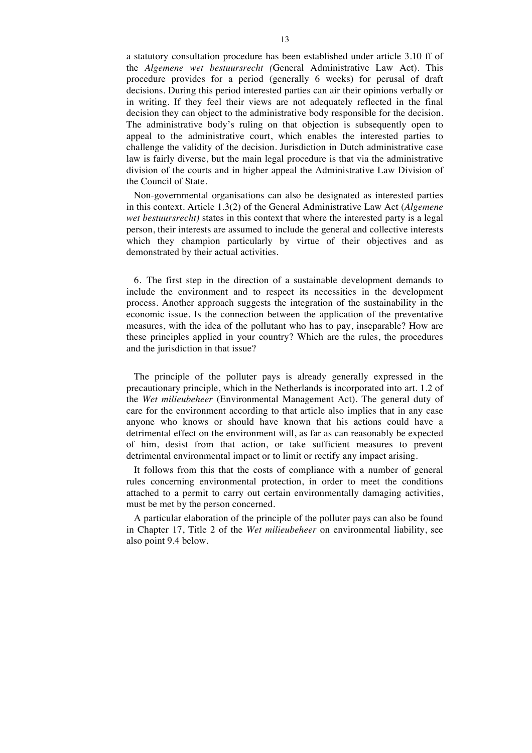a statutory consultation procedure has been established under article 3.10 ff of the *Algemene wet bestuursrecht (*General Administrative Law Act). This procedure provides for a period (generally 6 weeks) for perusal of draft decisions. During this period interested parties can air their opinions verbally or in writing. If they feel their views are not adequately reflected in the final decision they can object to the administrative body responsible for the decision. The administrative body's ruling on that objection is subsequently open to appeal to the administrative court, which enables the interested parties to challenge the validity of the decision. Jurisdiction in Dutch administrative case law is fairly diverse, but the main legal procedure is that via the administrative division of the courts and in higher appeal the Administrative Law Division of the Council of State.

Non-governmental organisations can also be designated as interested parties in this context. Article 1.3(2) of the General Administrative Law Act (*Algemene wet bestuursrecht)* states in this context that where the interested party is a legal person, their interests are assumed to include the general and collective interests which they champion particularly by virtue of their objectives and as demonstrated by their actual activities.

6. The first step in the direction of a sustainable development demands to include the environment and to respect its necessities in the development process. Another approach suggests the integration of the sustainability in the economic issue. Is the connection between the application of the preventative measures, with the idea of the pollutant who has to pay, inseparable? How are these principles applied in your country? Which are the rules, the procedures and the jurisdiction in that issue?

The principle of the polluter pays is already generally expressed in the precautionary principle, which in the Netherlands is incorporated into art. 1.2 of the *Wet milieubeheer* (Environmental Management Act). The general duty of care for the environment according to that article also implies that in any case anyone who knows or should have known that his actions could have a detrimental effect on the environment will, as far as can reasonably be expected of him, desist from that action, or take sufficient measures to prevent detrimental environmental impact or to limit or rectify any impact arising.

It follows from this that the costs of compliance with a number of general rules concerning environmental protection, in order to meet the conditions attached to a permit to carry out certain environmentally damaging activities, must be met by the person concerned.

A particular elaboration of the principle of the polluter pays can also be found in Chapter 17, Title 2 of the *Wet milieubeheer* on environmental liability, see also point 9.4 below.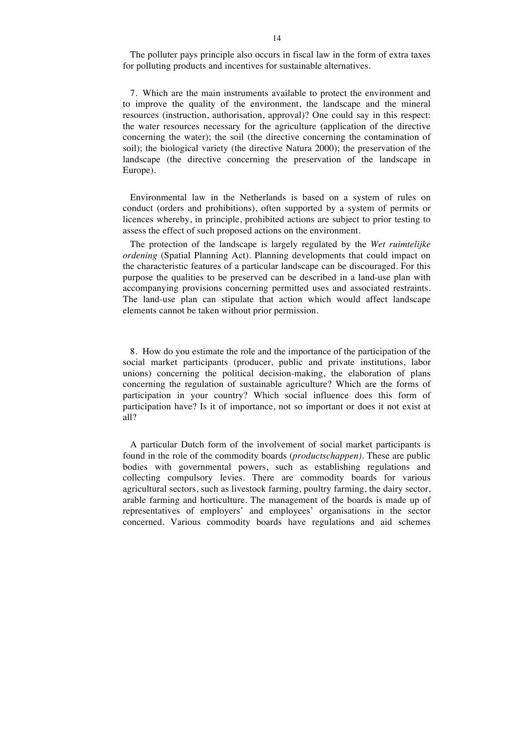The polluter pays principle also occurs in fiscal law in the form of extra taxes for polluting products and incentives for sustainable alternatives.

7. Which are the main instruments available to protect the environment and to improve the quality of the environment, the landscape and the mineral resources (instruction, authorisation, approval)? One could say in this respect: the water resources necessary for the agriculture (application of the directive concerning the water); the soil (the directive concerning the contamination of soil); the biological variety (the directive Natura 2000); the preservation of the landscape (the directive concerning the preservation of the landscape in Europe).

Environmental law in the Netherlands is based on a system of rules on conduct (orders and prohibitions), often supported by a system of permits or licences whereby, in principle, prohibited actions are subject to prior testing to assess the effect of such proposed actions on the environment.

The protection of the landscape is largely regulated by the *Wet ruimtelijke ordening* (Spatial Planning Act). Planning developments that could impact on the characteristic features of a particular landscape can be discouraged. For this purpose the qualities to be preserved can be described in a land-use plan with accompanying provisions concerning permitted uses and associated restraints. The land-use plan can stipulate that action which would affect landscape elements cannot be taken without prior permission.

8. How do you estimate the role and the importance of the participation of the social market participants (producer, public and private institutions, labor unions) concerning the political decision-making, the elaboration of plans concerning the regulation of sustainable agriculture? Which are the forms of participation in your country? Which social influence does this form of participation have? Is it of importance, not so important or does it not exist at all?

A particular Dutch form of the involvement of social market participants is found in the role of the commodity boards (*productschappen)*. These are public bodies with governmental powers, such as establishing regulations and collecting compulsory levies. There are commodity boards for various agricultural sectors, such as livestock farming, poultry farming, the dairy sector, arable farming and horticulture. The management of the boards is made up of representatives of employers' and employees' organisations in the sector concerned. Various commodity boards have regulations and aid schemes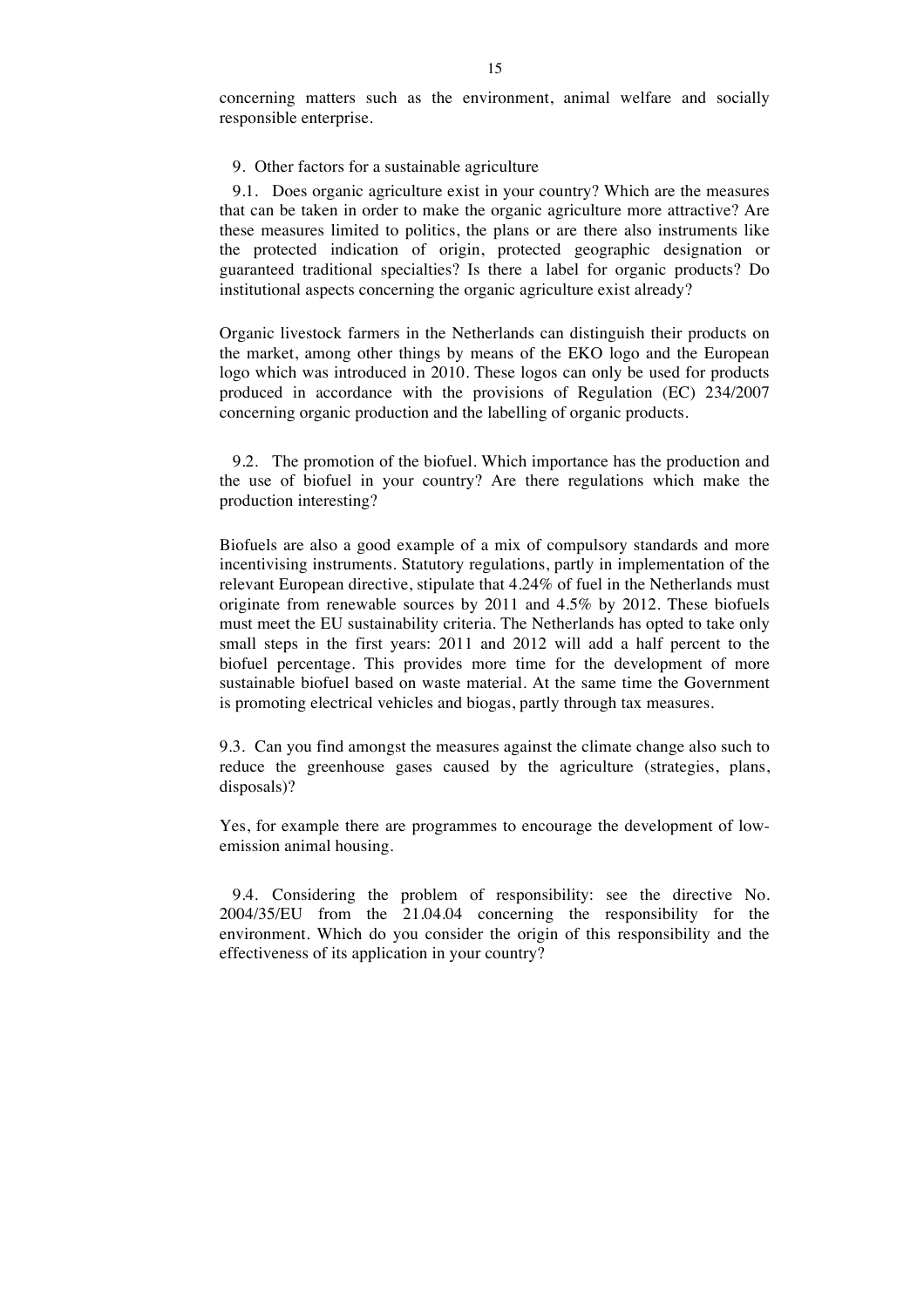concerning matters such as the environment, animal welfare and socially responsible enterprise.

9. Other factors for a sustainable agriculture

9.1. Does organic agriculture exist in your country? Which are the measures that can be taken in order to make the organic agriculture more attractive? Are these measures limited to politics, the plans or are there also instruments like the protected indication of origin, protected geographic designation or guaranteed traditional specialties? Is there a label for organic products? Do institutional aspects concerning the organic agriculture exist already?

Organic livestock farmers in the Netherlands can distinguish their products on the market, among other things by means of the EKO logo and the European logo which was introduced in 2010. These logos can only be used for products produced in accordance with the provisions of Regulation (EC) 234/2007 concerning organic production and the labelling of organic products.

9.2. The promotion of the biofuel. Which importance has the production and the use of biofuel in your country? Are there regulations which make the production interesting?

Biofuels are also a good example of a mix of compulsory standards and more incentivising instruments. Statutory regulations, partly in implementation of the relevant European directive, stipulate that 4.24% of fuel in the Netherlands must originate from renewable sources by 2011 and 4.5% by 2012. These biofuels must meet the EU sustainability criteria. The Netherlands has opted to take only small steps in the first years: 2011 and 2012 will add a half percent to the biofuel percentage. This provides more time for the development of more sustainable biofuel based on waste material. At the same time the Government is promoting electrical vehicles and biogas, partly through tax measures.

9.3. Can you find amongst the measures against the climate change also such to reduce the greenhouse gases caused by the agriculture (strategies, plans, disposals)?

Yes, for example there are programmes to encourage the development of low-emission animal housing.

9.4. Considering the problem of responsibility: see the directive No. 2004/35/EU from the 21.04.04 concerning the responsibility for the environment. Which do you consider the origin of this responsibility and the effectiveness of its application in your country?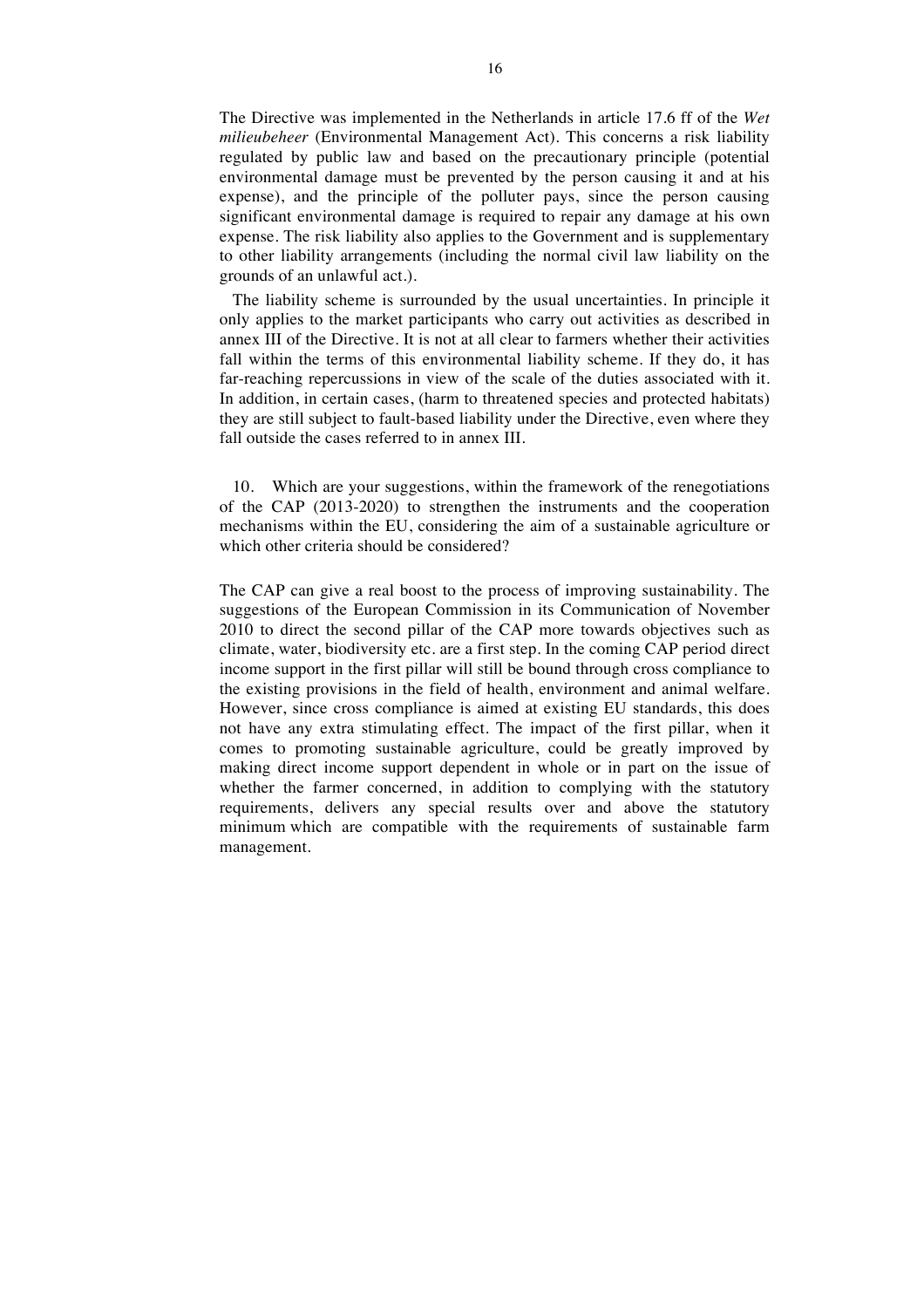The Directive was implemented in the Netherlands in article 17.6 ff of the *Wet milieubeheer* (Environmental Management Act). This concerns a risk liability regulated by public law and based on the precautionary principle (potential environmental damage must be prevented by the person causing it and at his expense), and the principle of the polluter pays, since the person causing significant environmental damage is required to repair any damage at his own expense. The risk liability also applies to the Government and is supplementary to other liability arrangements (including the normal civil law liability on the grounds of an unlawful act.).

The liability scheme is surrounded by the usual uncertainties. In principle it only applies to the market participants who carry out activities as described in annex III of the Directive. It is not at all clear to farmers whether their activities fall within the terms of this environmental liability scheme. If they do, it has far-reaching repercussions in view of the scale of the duties associated with it. In addition, in certain cases, (harm to threatened species and protected habitats) they are still subject to fault-based liability under the Directive, even where they fall outside the cases referred to in annex III.

10. Which are your suggestions, within the framework of the renegotiations of the CAP (2013-2020) to strengthen the instruments and the cooperation mechanisms within the EU, considering the aim of a sustainable agriculture or which other criteria should be considered?

The CAP can give a real boost to the process of improving sustainability. The suggestions of the European Commission in its Communication of November 2010 to direct the second pillar of the CAP more towards objectives such as climate, water, biodiversity etc. are a first step. In the coming CAP period direct income support in the first pillar will still be bound through cross compliance to the existing provisions in the field of health, environment and animal welfare. However, since cross compliance is aimed at existing EU standards, this does not have any extra stimulating effect. The impact of the first pillar, when it comes to promoting sustainable agriculture, could be greatly improved by making direct income support dependent in whole or in part on the issue of whether the farmer concerned, in addition to complying with the statutory requirements, delivers any special results over and above the statutory minimum which are compatible with the requirements of sustainable farm management.